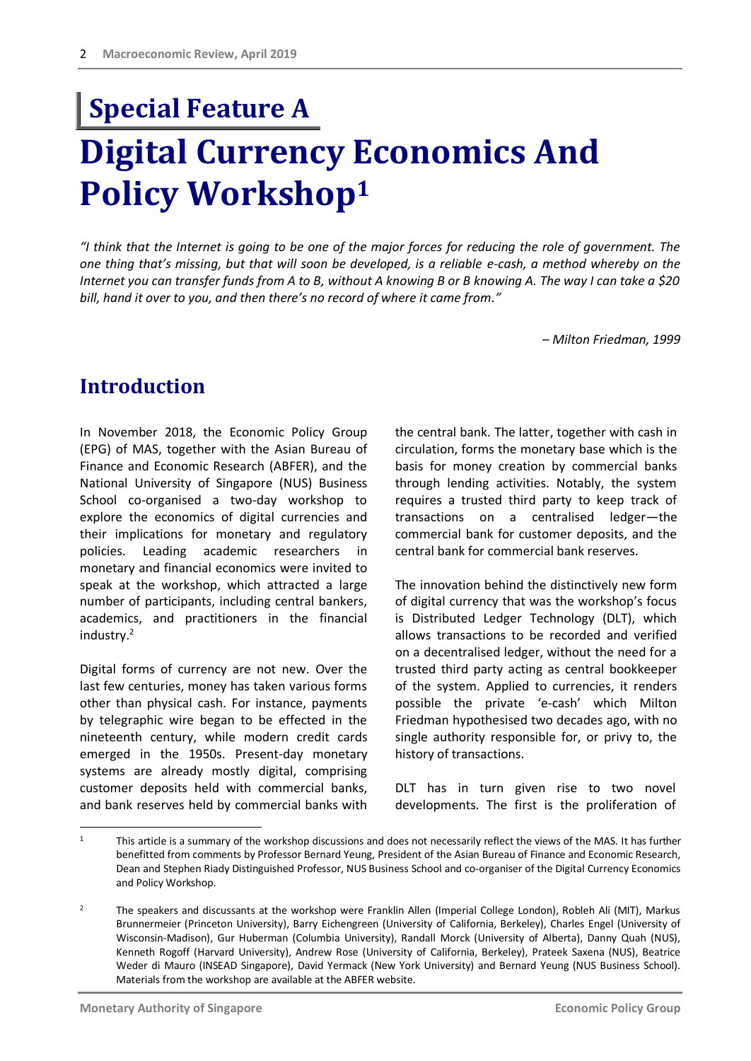# Special Feature A

# Digital Currency Economics And Policy Workshop[1]

*"I think that the Internet is going to be one of the major forces for reducing the role of government. The one thing that's missing, but that will soon be developed, is a reliable e-cash, a method whereby on the Internet you can transfer funds from A to B, without A knowing B or B knowing A. The way I can take a $20 bill, hand it over to you, and then there's no record of where it came from."*

*– Milton Friedman, 1999*

## Introduction

In November 2018, the Economic Policy Group (EPG) of MAS, together with the Asian Bureau of Finance and Economic Research (ABFER), and the National University of Singapore (NUS) Business School co-organised a two-day workshop to explore the economics of digital currencies and their implications for monetary and regulatory policies. Leading academic researchers in monetary and financial economics were invited to speak at the workshop, which attracted a large number of participants, including central bankers, academics, and practitioners in the financial industry.[2]

Digital forms of currency are not new. Over the last few centuries, money has taken various forms other than physical cash. For instance, payments by telegraphic wire began to be effected in the nineteenth century, while modern credit cards emerged in the 1950s. Present-day monetary systems are already mostly digital, comprising customer deposits held with commercial banks, and bank reserves held by commercial banks with the central bank. The latter, together with cash in circulation, forms the monetary base which is the basis for money creation by commercial banks through lending activities. Notably, the system requires a trusted third party to keep track of transactions on a centralised ledger—the commercial bank for customer deposits, and the central bank for commercial bank reserves.

The innovation behind the distinctively new form of digital currency that was the workshop's focus is Distributed Ledger Technology (DLT), which allows transactions to be recorded and verified on a decentralised ledger, without the need for a trusted third party acting as central bookkeeper of the system. Applied to currencies, it renders possible the private 'e-cash' which Milton Friedman hypothesised two decades ago, with no single authority responsible for, or privy to, the history of transactions.

DLT has in turn given rise to two novel developments. The first is the proliferation of

---

[1] This article is a summary of the workshop discussions and does not necessarily reflect the views of the MAS. It has further benefitted from comments by Professor Bernard Yeung, President of the Asian Bureau of Finance and Economic Research, Dean and Stephen Riady Distinguished Professor, NUS Business School and co-organiser of the Digital Currency Economics and Policy Workshop.

[2] The speakers and discussants at the workshop were Franklin Allen (Imperial College London), Robleh Ali (MIT), Markus Brunnermeier (Princeton University), Barry Eichengreen (University of California, Berkeley), Charles Engel (University of Wisconsin-Madison), Gur Huberman (Columbia University), Randall Morck (University of Alberta), Danny Quah (NUS), Kenneth Rogoff (Harvard University), Andrew Rose (University of California, Berkeley), Prateek Saxena (NUS), Beatrice Weder di Mauro (INSEAD Singapore), David Yermack (New York University) and Bernard Yeung (NUS Business School). Materials from the workshop are available at the ABFER website.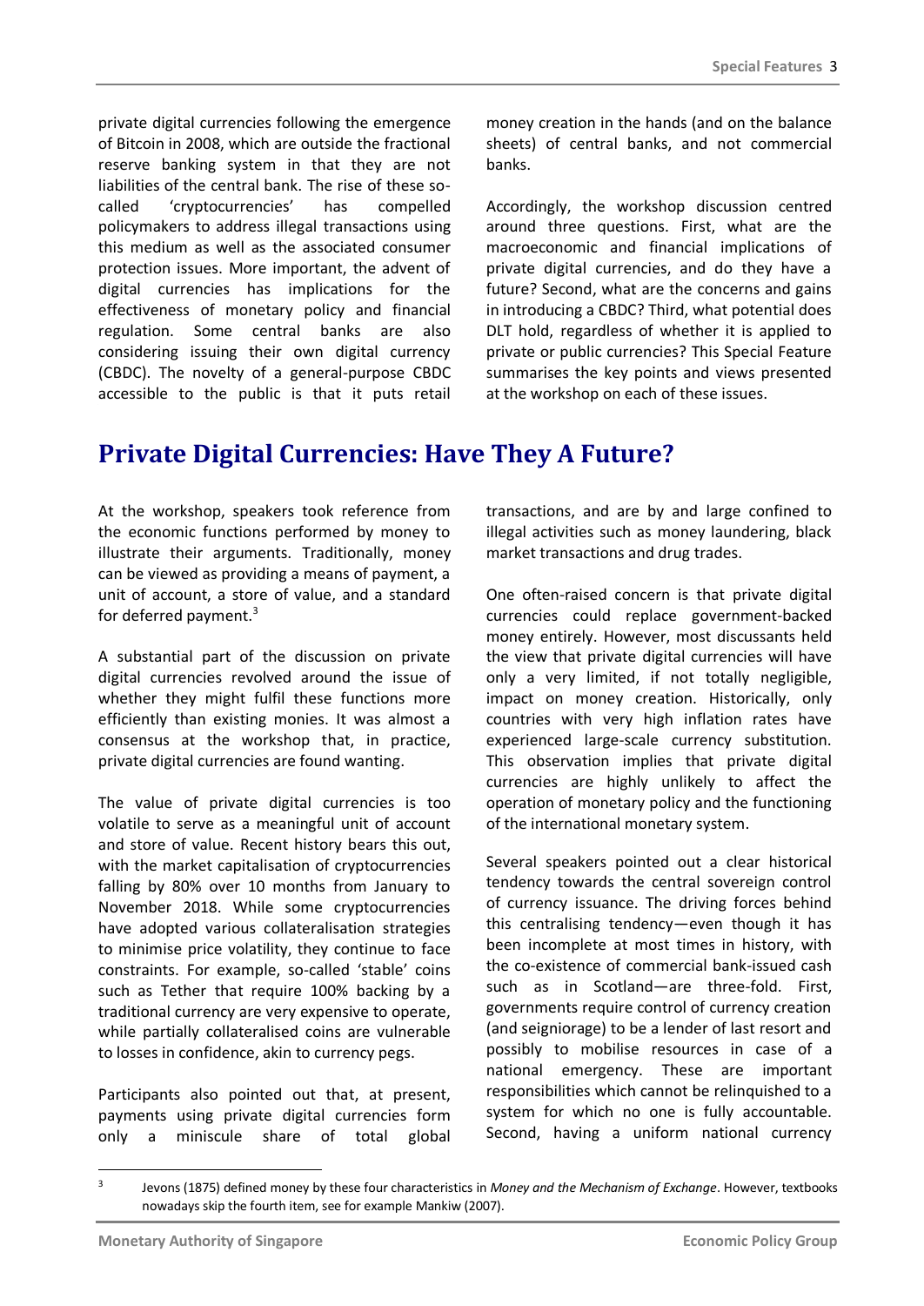private digital currencies following the emergence of Bitcoin in 2008, which are outside the fractional reserve banking system in that they are not liabilities of the central bank. The rise of these so-called 'cryptocurrencies' has compelled policymakers to address illegal transactions using this medium as well as the associated consumer protection issues. More important, the advent of digital currencies has implications for the effectiveness of monetary policy and financial regulation. Some central banks are also considering issuing their own digital currency (CBDC). The novelty of a general-purpose CBDC accessible to the public is that it puts retail money creation in the hands (and on the balance sheets) of central banks, and not commercial banks.

Accordingly, the workshop discussion centred around three questions. First, what are the macroeconomic and financial implications of private digital currencies, and do they have a future? Second, what are the concerns and gains in introducing a CBDC? Third, what potential does DLT hold, regardless of whether it is applied to private or public currencies? This Special Feature summarises the key points and views presented at the workshop on each of these issues.

## Private Digital Currencies: Have They A Future?

At the workshop, speakers took reference from the economic functions performed by money to illustrate their arguments. Traditionally, money can be viewed as providing a means of payment, a unit of account, a store of value, and a standard for deferred payment.[3]

A substantial part of the discussion on private digital currencies revolved around the issue of whether they might fulfil these functions more efficiently than existing monies. It was almost a consensus at the workshop that, in practice, private digital currencies are found wanting.

The value of private digital currencies is too volatile to serve as a meaningful unit of account and store of value. Recent history bears this out, with the market capitalisation of cryptocurrencies falling by 80% over 10 months from January to November 2018. While some cryptocurrencies have adopted various collateralisation strategies to minimise price volatility, they continue to face constraints. For example, so-called 'stable' coins such as Tether that require 100% backing by a traditional currency are very expensive to operate, while partially collateralised coins are vulnerable to losses in confidence, akin to currency pegs.

Participants also pointed out that, at present, payments using private digital currencies form only a miniscule share of total global transactions, and are by and large confined to illegal activities such as money laundering, black market transactions and drug trades.

One often-raised concern is that private digital currencies could replace government-backed money entirely. However, most discussants held the view that private digital currencies will have only a very limited, if not totally negligible, impact on money creation. Historically, only countries with very high inflation rates have experienced large-scale currency substitution. This observation implies that private digital currencies are highly unlikely to affect the operation of monetary policy and the functioning of the international monetary system.

Several speakers pointed out a clear historical tendency towards the central sovereign control of currency issuance. The driving forces behind this centralising tendency—even though it has been incomplete at most times in history, with the co-existence of commercial bank-issued cash such as in Scotland—are three-fold. First, governments require control of currency creation (and seigniorage) to be a lender of last resort and possibly to mobilise resources in case of a national emergency. These are important responsibilities which cannot be relinquished to a system for which no one is fully accountable. Second, having a uniform national currency

---

[3] Jevons (1875) defined money by these four characteristics in *Money and the Mechanism of Exchange*. However, textbooks nowadays skip the fourth item, see for example Mankiw (2007).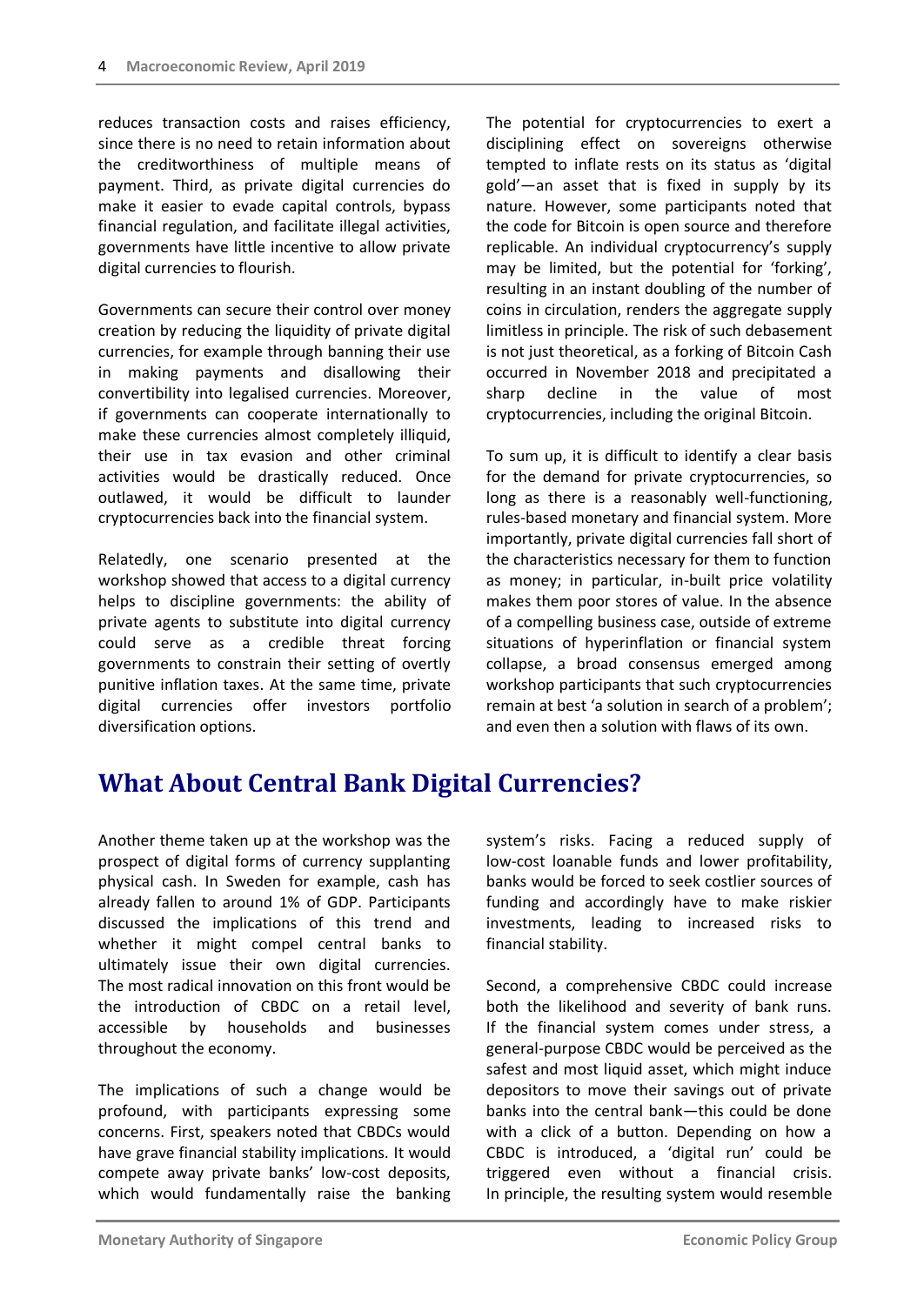reduces transaction costs and raises efficiency, since there is no need to retain information about the creditworthiness of multiple means of payment. Third, as private digital currencies do make it easier to evade capital controls, bypass financial regulation, and facilitate illegal activities, governments have little incentive to allow private digital currencies to flourish.

Governments can secure their control over money creation by reducing the liquidity of private digital currencies, for example through banning their use in making payments and disallowing their convertibility into legalised currencies. Moreover, if governments can cooperate internationally to make these currencies almost completely illiquid, their use in tax evasion and other criminal activities would be drastically reduced. Once outlawed, it would be difficult to launder cryptocurrencies back into the financial system.

Relatedly, one scenario presented at the workshop showed that access to a digital currency helps to discipline governments: the ability of private agents to substitute into digital currency could serve as a credible threat forcing governments to constrain their setting of overtly punitive inflation taxes. At the same time, private digital currencies offer investors portfolio diversification options.

The potential for cryptocurrencies to exert a disciplining effect on sovereigns otherwise tempted to inflate rests on its status as 'digital gold'—an asset that is fixed in supply by its nature. However, some participants noted that the code for Bitcoin is open source and therefore replicable. An individual cryptocurrency's supply may be limited, but the potential for 'forking', resulting in an instant doubling of the number of coins in circulation, renders the aggregate supply limitless in principle. The risk of such debasement is not just theoretical, as a forking of Bitcoin Cash occurred in November 2018 and precipitated a sharp decline in the value of most cryptocurrencies, including the original Bitcoin.

To sum up, it is difficult to identify a clear basis for the demand for private cryptocurrencies, so long as there is a reasonably well-functioning, rules-based monetary and financial system. More importantly, private digital currencies fall short of the characteristics necessary for them to function as money; in particular, in-built price volatility makes them poor stores of value. In the absence of a compelling business case, outside of extreme situations of hyperinflation or financial system collapse, a broad consensus emerged among workshop participants that such cryptocurrencies remain at best 'a solution in search of a problem'; and even then a solution with flaws of its own.

## What About Central Bank Digital Currencies?

Another theme taken up at the workshop was the prospect of digital forms of currency supplanting physical cash. In Sweden for example, cash has already fallen to around 1% of GDP. Participants discussed the implications of this trend and whether it might compel central banks to ultimately issue their own digital currencies. The most radical innovation on this front would be the introduction of CBDC on a retail level, accessible by households and businesses throughout the economy.

The implications of such a change would be profound, with participants expressing some concerns. First, speakers noted that CBDCs would have grave financial stability implications. It would compete away private banks' low-cost deposits, which would fundamentally raise the banking system's risks. Facing a reduced supply of low-cost loanable funds and lower profitability, banks would be forced to seek costlier sources of funding and accordingly have to make riskier investments, leading to increased risks to financial stability.

Second, a comprehensive CBDC could increase both the likelihood and severity of bank runs. If the financial system comes under stress, a general-purpose CBDC would be perceived as the safest and most liquid asset, which might induce depositors to move their savings out of private banks into the central bank—this could be done with a click of a button. Depending on how a CBDC is introduced, a 'digital run' could be triggered even without a financial crisis. In principle, the resulting system would resemble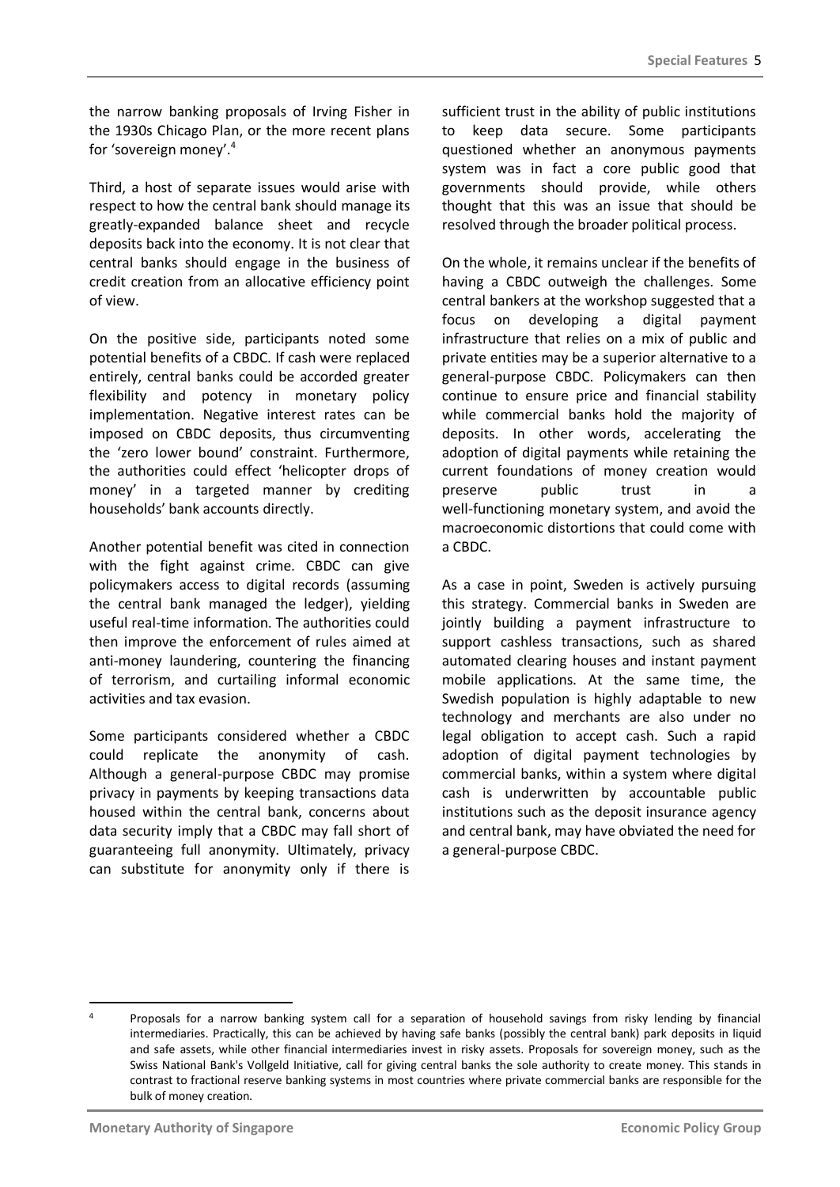the narrow banking proposals of Irving Fisher in the 1930s Chicago Plan, or the more recent plans for 'sovereign money'.[4]

Third, a host of separate issues would arise with respect to how the central bank should manage its greatly-expanded balance sheet and recycle deposits back into the economy. It is not clear that central banks should engage in the business of credit creation from an allocative efficiency point of view.

On the positive side, participants noted some potential benefits of a CBDC. If cash were replaced entirely, central banks could be accorded greater flexibility and potency in monetary policy implementation. Negative interest rates can be imposed on CBDC deposits, thus circumventing the 'zero lower bound' constraint. Furthermore, the authorities could effect 'helicopter drops of money' in a targeted manner by crediting households' bank accounts directly.

Another potential benefit was cited in connection with the fight against crime. CBDC can give policymakers access to digital records (assuming the central bank managed the ledger), yielding useful real-time information. The authorities could then improve the enforcement of rules aimed at anti-money laundering, countering the financing of terrorism, and curtailing informal economic activities and tax evasion.

Some participants considered whether a CBDC could replicate the anonymity of cash. Although a general-purpose CBDC may promise privacy in payments by keeping transactions data housed within the central bank, concerns about data security imply that a CBDC may fall short of guaranteeing full anonymity. Ultimately, privacy can substitute for anonymity only if there is sufficient trust in the ability of public institutions to keep data secure. Some participants questioned whether an anonymous payments system was in fact a core public good that governments should provide, while others thought that this was an issue that should be resolved through the broader political process.

On the whole, it remains unclear if the benefits of having a CBDC outweigh the challenges. Some central bankers at the workshop suggested that a focus on developing a digital payment infrastructure that relies on a mix of public and private entities may be a superior alternative to a general-purpose CBDC. Policymakers can then continue to ensure price and financial stability while commercial banks hold the majority of deposits. In other words, accelerating the adoption of digital payments while retaining the current foundations of money creation would preserve public trust in a well-functioning monetary system, and avoid the macroeconomic distortions that could come with a CBDC.

As a case in point, Sweden is actively pursuing this strategy. Commercial banks in Sweden are jointly building a payment infrastructure to support cashless transactions, such as shared automated clearing houses and instant payment mobile applications. At the same time, the Swedish population is highly adaptable to new technology and merchants are also under no legal obligation to accept cash. Such a rapid adoption of digital payment technologies by commercial banks, within a system where digital cash is underwritten by accountable public institutions such as the deposit insurance agency and central bank, may have obviated the need for a general-purpose CBDC.

[4] Proposals for a narrow banking system call for a separation of household savings from risky lending by financial intermediaries. Practically, this can be achieved by having safe banks (possibly the central bank) park deposits in liquid and safe assets, while other financial intermediaries invest in risky assets. Proposals for sovereign money, such as the Swiss National Bank's Vollgeld Initiative, call for giving central banks the sole authority to create money. This stands in contrast to fractional reserve banking systems in most countries where private commercial banks are responsible for the bulk of money creation.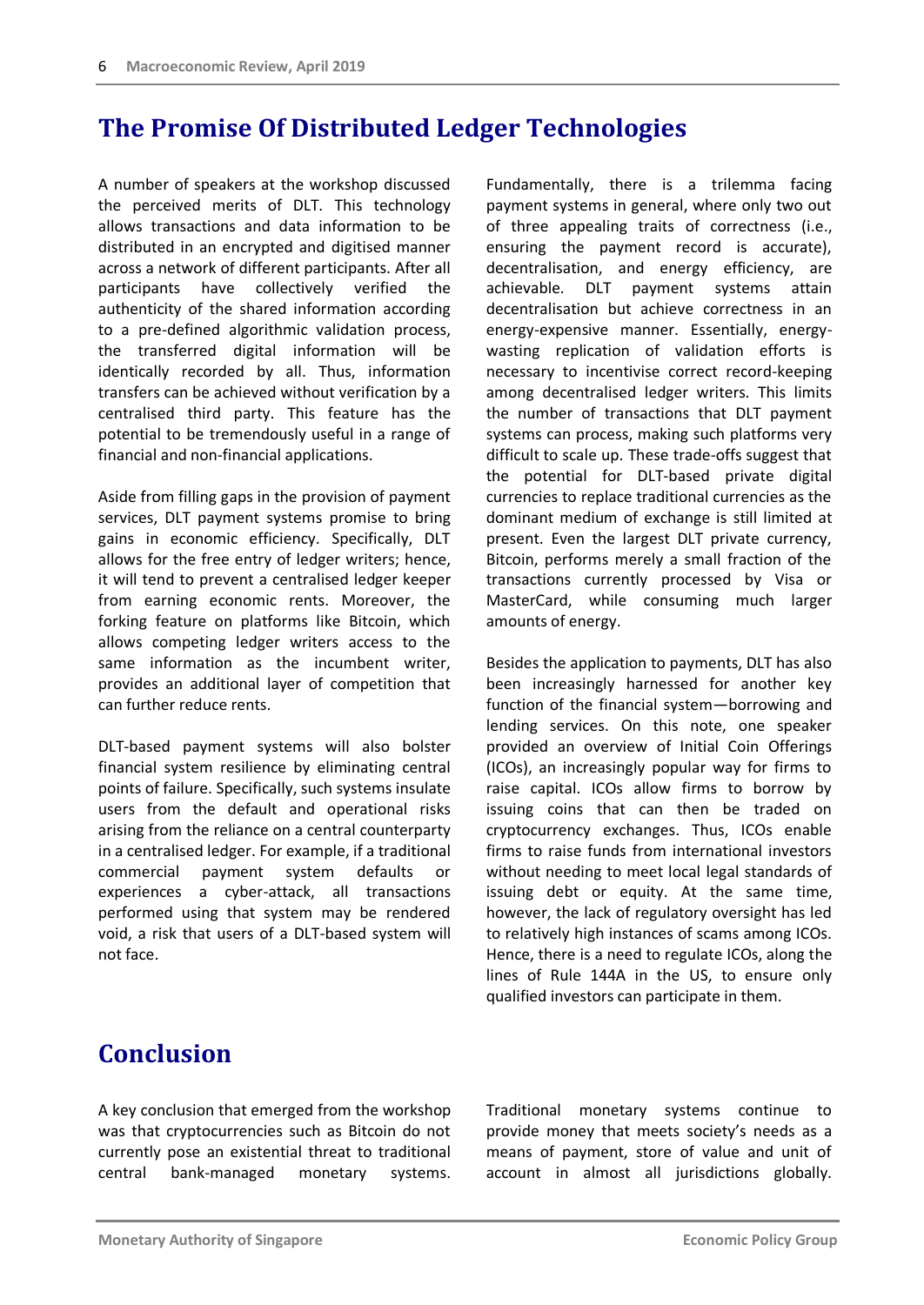## The Promise Of Distributed Ledger Technologies

A number of speakers at the workshop discussed the perceived merits of DLT. This technology allows transactions and data information to be distributed in an encrypted and digitised manner across a network of different participants. After all participants have collectively verified the authenticity of the shared information according to a pre-defined algorithmic validation process, the transferred digital information will be identically recorded by all. Thus, information transfers can be achieved without verification by a centralised third party. This feature has the potential to be tremendously useful in a range of financial and non-financial applications.

Aside from filling gaps in the provision of payment services, DLT payment systems promise to bring gains in economic efficiency. Specifically, DLT allows for the free entry of ledger writers; hence, it will tend to prevent a centralised ledger keeper from earning economic rents. Moreover, the forking feature on platforms like Bitcoin, which allows competing ledger writers access to the same information as the incumbent writer, provides an additional layer of competition that can further reduce rents.

DLT-based payment systems will also bolster financial system resilience by eliminating central points of failure. Specifically, such systems insulate users from the default and operational risks arising from the reliance on a central counterparty in a centralised ledger. For example, if a traditional commercial payment system defaults or experiences a cyber-attack, all transactions performed using that system may be rendered void, a risk that users of a DLT-based system will not face.

Fundamentally, there is a trilemma facing payment systems in general, where only two out of three appealing traits of correctness (i.e., ensuring the payment record is accurate), decentralisation, and energy efficiency, are achievable. DLT payment systems attain decentralisation but achieve correctness in an energy-expensive manner. Essentially, energy-wasting replication of validation efforts is necessary to incentivise correct record-keeping among decentralised ledger writers. This limits the number of transactions that DLT payment systems can process, making such platforms very difficult to scale up. These trade-offs suggest that the potential for DLT-based private digital currencies to replace traditional currencies as the dominant medium of exchange is still limited at present. Even the largest DLT private currency, Bitcoin, performs merely a small fraction of the transactions currently processed by Visa or MasterCard, while consuming much larger amounts of energy.

Besides the application to payments, DLT has also been increasingly harnessed for another key function of the financial system—borrowing and lending services. On this note, one speaker provided an overview of Initial Coin Offerings (ICOs), an increasingly popular way for firms to raise capital. ICOs allow firms to borrow by issuing coins that can then be traded on cryptocurrency exchanges. Thus, ICOs enable firms to raise funds from international investors without needing to meet local legal standards of issuing debt or equity. At the same time, however, the lack of regulatory oversight has led to relatively high instances of scams among ICOs. Hence, there is a need to regulate ICOs, along the lines of Rule 144A in the US, to ensure only qualified investors can participate in them.

## Conclusion

A key conclusion that emerged from the workshop was that cryptocurrencies such as Bitcoin do not currently pose an existential threat to traditional central bank-managed monetary systems. Traditional monetary systems continue to provide money that meets society's needs as a means of payment, store of value and unit of account in almost all jurisdictions globally.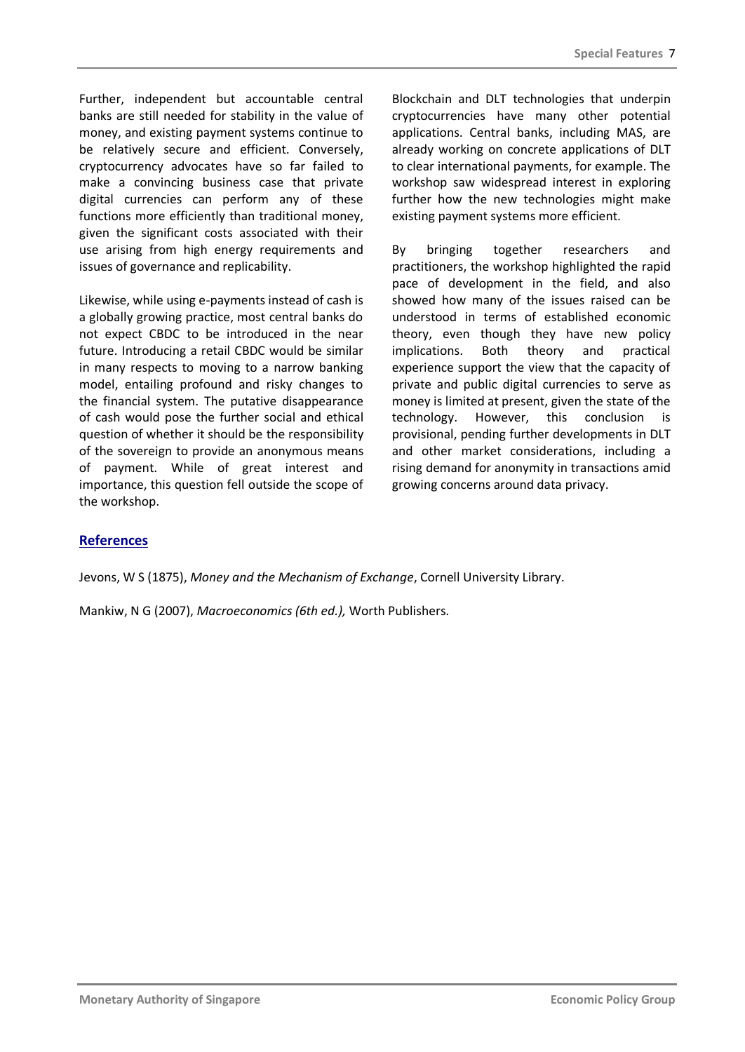Further, independent but accountable central banks are still needed for stability in the value of money, and existing payment systems continue to be relatively secure and efficient. Conversely, cryptocurrency advocates have so far failed to make a convincing business case that private digital currencies can perform any of these functions more efficiently than traditional money, given the significant costs associated with their use arising from high energy requirements and issues of governance and replicability.

Likewise, while using e-payments instead of cash is a globally growing practice, most central banks do not expect CBDC to be introduced in the near future. Introducing a retail CBDC would be similar in many respects to moving to a narrow banking model, entailing profound and risky changes to the financial system. The putative disappearance of cash would pose the further social and ethical question of whether it should be the responsibility of the sovereign to provide an anonymous means of payment. While of great interest and importance, this question fell outside the scope of the workshop.

Blockchain and DLT technologies that underpin cryptocurrencies have many other potential applications. Central banks, including MAS, are already working on concrete applications of DLT to clear international payments, for example. The workshop saw widespread interest in exploring further how the new technologies might make existing payment systems more efficient.

By bringing together researchers and practitioners, the workshop highlighted the rapid pace of development in the field, and also showed how many of the issues raised can be understood in terms of established economic theory, even though they have new policy implications. Both theory and practical experience support the view that the capacity of private and public digital currencies to serve as money is limited at present, given the state of the technology. However, this conclusion is provisional, pending further developments in DLT and other market considerations, including a rising demand for anonymity in transactions amid growing concerns around data privacy.

## References

Jevons, W S (1875), *Money and the Mechanism of Exchange*, Cornell University Library.

Mankiw, N G (2007), *Macroeconomics (6th ed.),* Worth Publishers.